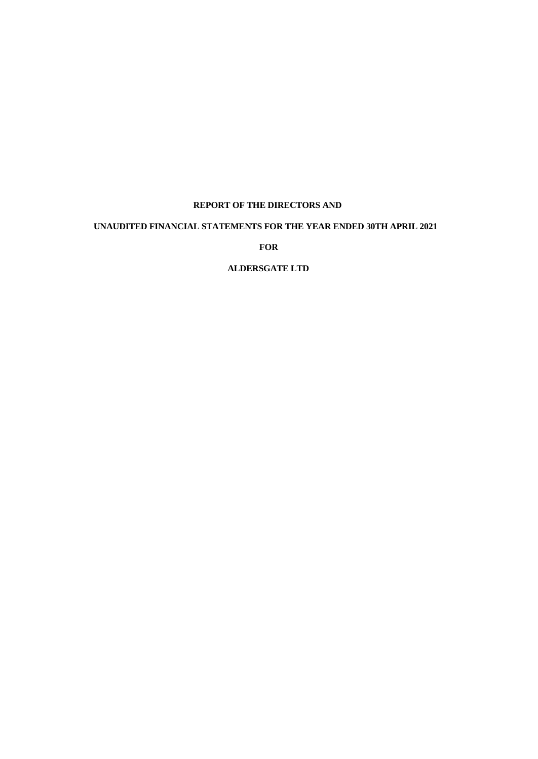**REPORT OF THE DIRECTORS AND**

**UNAUDITED FINANCIAL STATEMENTS FOR THE YEAR ENDED 30TH APRIL 2021**

**FOR**

**ALDERSGATE LTD**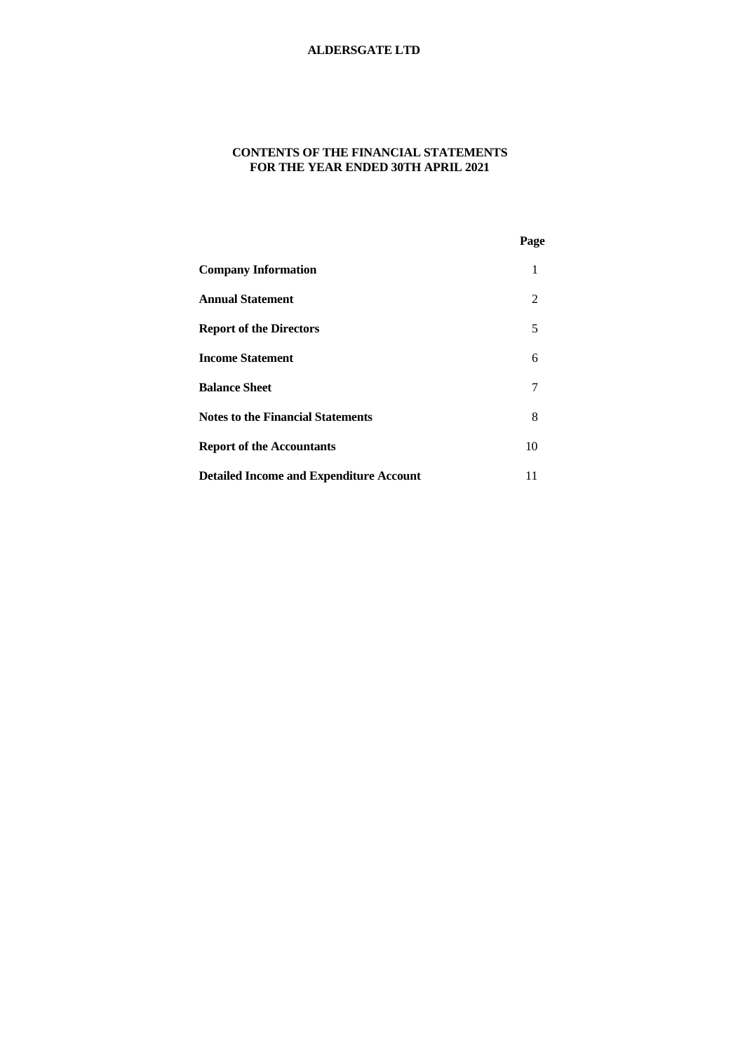# ALDERSGATE LTD

## CONTENTS OF THE FINANCIAL STATEMENTS
## FOR THE YEAR ENDED 30TH APRIL 2021

| | Page |
|---|---|
| **Company Information** | 1 |
| **Annual Statement** | 2 |
| **Report of the Directors** | 5 |
| **Income Statement** | 6 |
| **Balance Sheet** | 7 |
| **Notes to the Financial Statements** | 8 |
| **Report of the Accountants** | 10 |
| **Detailed Income and Expenditure Account** | 11 |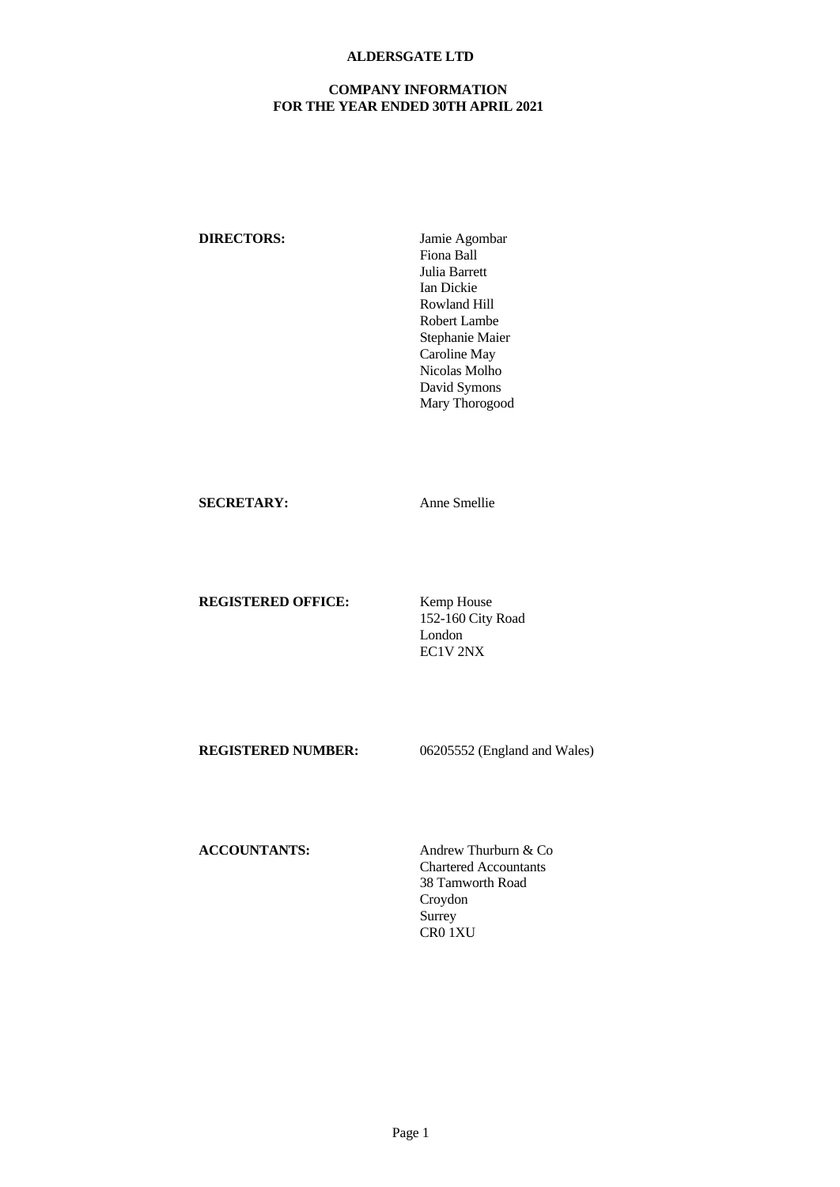# ALDERSGATE LTD

## COMPANY INFORMATION
## FOR THE YEAR ENDED 30TH APRIL 2021

**DIRECTORS:**

Jamie Agombar
Fiona Ball
Julia Barrett
Ian Dickie
Rowland Hill
Robert Lambe
Stephanie Maier
Caroline May
Nicolas Molho
David Symons
Mary Thorogood

**SECRETARY:**

Anne Smellie

**REGISTERED OFFICE:**

Kemp House
152-160 City Road
London
EC1V 2NX

**REGISTERED NUMBER:**

06205552 (England and Wales)

**ACCOUNTANTS:**

Andrew Thurburn & Co
Chartered Accountants
38 Tamworth Road
Croydon
Surrey
CR0 1XU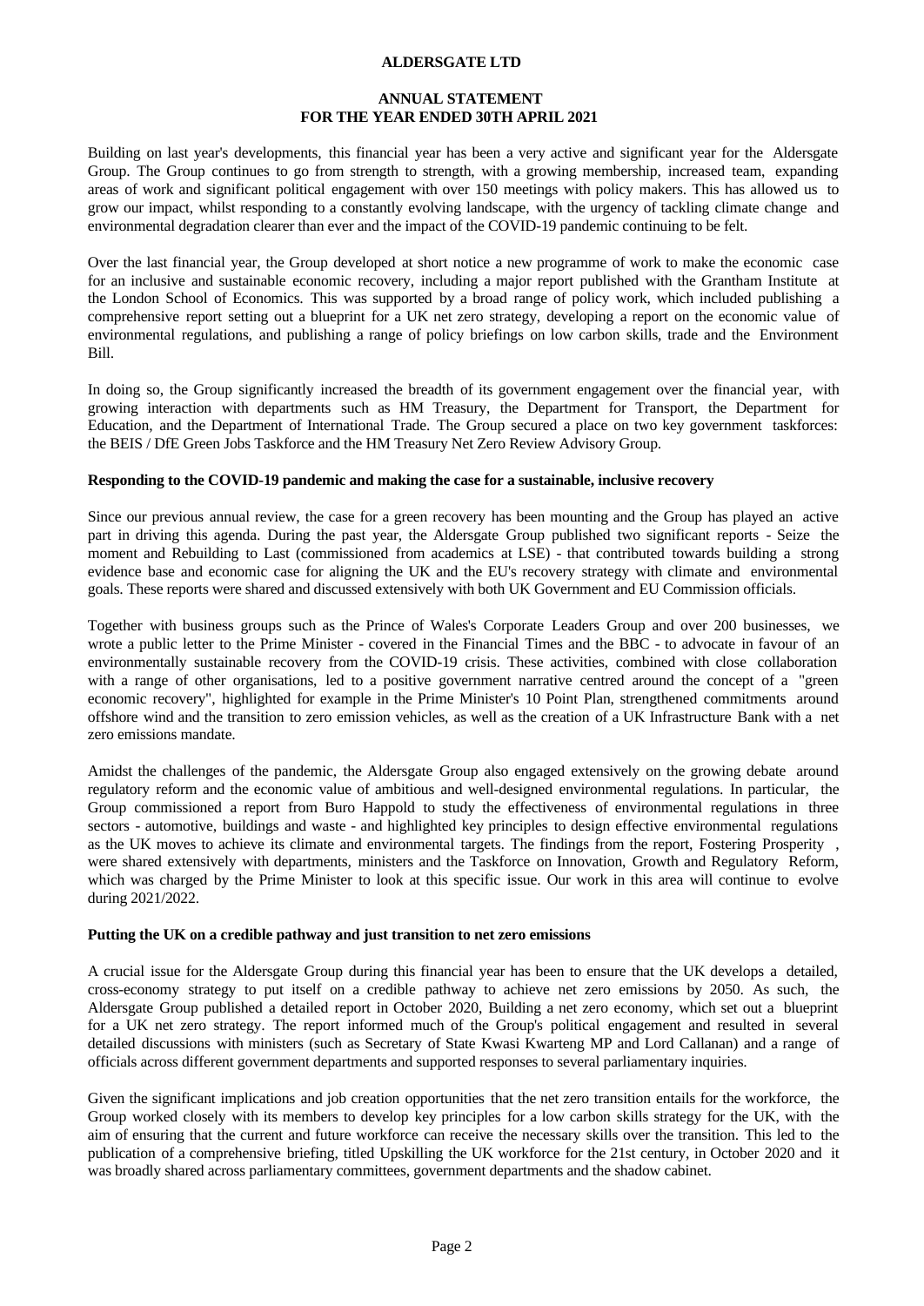# ALDERSGATE LTD

## ANNUAL STATEMENT
## FOR THE YEAR ENDED 30TH APRIL 2021

Building on last year's developments, this financial year has been a very active and significant year for the Aldersgate Group. The Group continues to go from strength to strength, with a growing membership, increased team, expanding areas of work and significant political engagement with over 150 meetings with policy makers. This has allowed us to grow our impact, whilst responding to a constantly evolving landscape, with the urgency of tackling climate change and environmental degradation clearer than ever and the impact of the COVID-19 pandemic continuing to be felt.

Over the last financial year, the Group developed at short notice a new programme of work to make the economic case for an inclusive and sustainable economic recovery, including a major report published with the Grantham Institute at the London School of Economics. This was supported by a broad range of policy work, which included publishing a comprehensive report setting out a blueprint for a UK net zero strategy, developing a report on the economic value of environmental regulations, and publishing a range of policy briefings on low carbon skills, trade and the Environment Bill.

In doing so, the Group significantly increased the breadth of its government engagement over the financial year, with growing interaction with departments such as HM Treasury, the Department for Transport, the Department for Education, and the Department of International Trade. The Group secured a place on two key government taskforces: the BEIS / DfE Green Jobs Taskforce and the HM Treasury Net Zero Review Advisory Group.

**Responding to the COVID-19 pandemic and making the case for a sustainable, inclusive recovery**

Since our previous annual review, the case for a green recovery has been mounting and the Group has played an active part in driving this agenda. During the past year, the Aldersgate Group published two significant reports - Seize the moment and Rebuilding to Last (commissioned from academics at LSE) - that contributed towards building a strong evidence base and economic case for aligning the UK and the EU's recovery strategy with climate and environmental goals. These reports were shared and discussed extensively with both UK Government and EU Commission officials.

Together with business groups such as the Prince of Wales's Corporate Leaders Group and over 200 businesses, we wrote a public letter to the Prime Minister - covered in the Financial Times and the BBC - to advocate in favour of an environmentally sustainable recovery from the COVID-19 crisis. These activities, combined with close collaboration with a range of other organisations, led to a positive government narrative centred around the concept of a "green economic recovery", highlighted for example in the Prime Minister's 10 Point Plan, strengthened commitments around offshore wind and the transition to zero emission vehicles, as well as the creation of a UK Infrastructure Bank with a net zero emissions mandate.

Amidst the challenges of the pandemic, the Aldersgate Group also engaged extensively on the growing debate around regulatory reform and the economic value of ambitious and well-designed environmental regulations. In particular, the Group commissioned a report from Buro Happold to study the effectiveness of environmental regulations in three sectors - automotive, buildings and waste - and highlighted key principles to design effective environmental regulations as the UK moves to achieve its climate and environmental targets. The findings from the report, Fostering Prosperity , were shared extensively with departments, ministers and the Taskforce on Innovation, Growth and Regulatory Reform, which was charged by the Prime Minister to look at this specific issue. Our work in this area will continue to evolve during 2021/2022.

**Putting the UK on a credible pathway and just transition to net zero emissions**

A crucial issue for the Aldersgate Group during this financial year has been to ensure that the UK develops a detailed, cross-economy strategy to put itself on a credible pathway to achieve net zero emissions by 2050. As such, the Aldersgate Group published a detailed report in October 2020, Building a net zero economy, which set out a blueprint for a UK net zero strategy. The report informed much of the Group's political engagement and resulted in several detailed discussions with ministers (such as Secretary of State Kwasi Kwarteng MP and Lord Callanan) and a range of officials across different government departments and supported responses to several parliamentary inquiries.

Given the significant implications and job creation opportunities that the net zero transition entails for the workforce, the Group worked closely with its members to develop key principles for a low carbon skills strategy for the UK, with the aim of ensuring that the current and future workforce can receive the necessary skills over the transition. This led to the publication of a comprehensive briefing, titled Upskilling the UK workforce for the 21st century, in October 2020 and it was broadly shared across parliamentary committees, government departments and the shadow cabinet.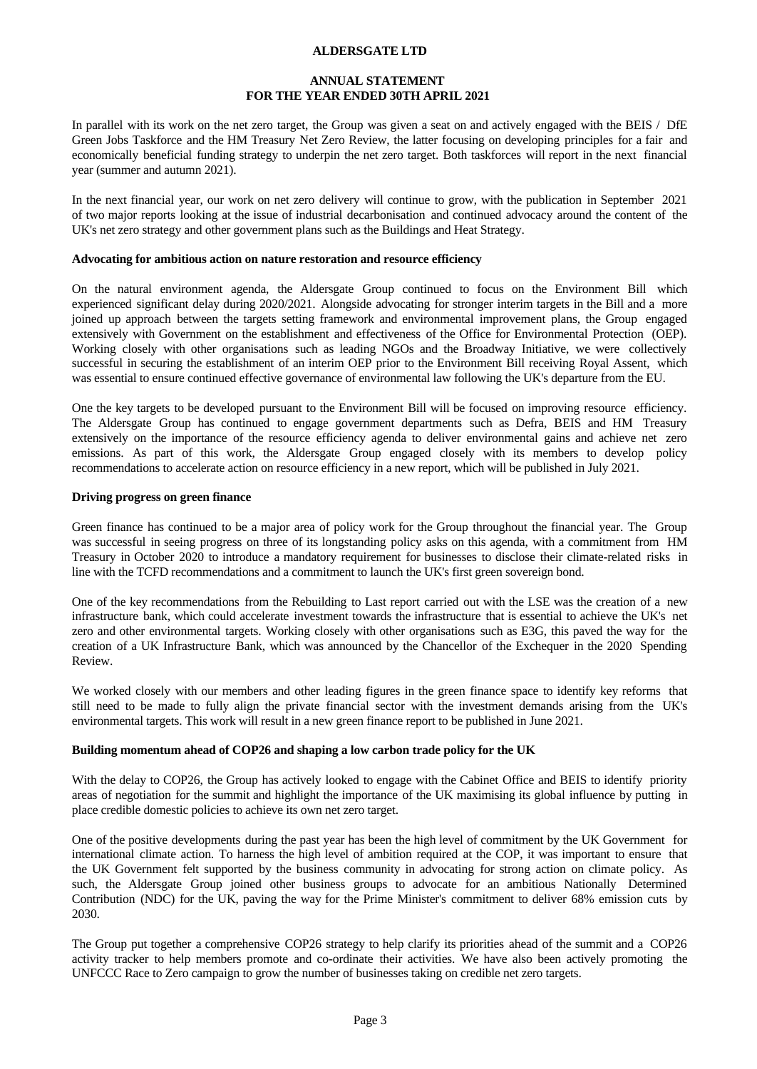In parallel with its work on the net zero target, the Group was given a seat on and actively engaged with the BEIS / DfE Green Jobs Taskforce and the HM Treasury Net Zero Review, the latter focusing on developing principles for a fair and economically beneficial funding strategy to underpin the net zero target. Both taskforces will report in the next financial year (summer and autumn 2021).

In the next financial year, our work on net zero delivery will continue to grow, with the publication in September 2021 of two major reports looking at the issue of industrial decarbonisation and continued advocacy around the content of the UK's net zero strategy and other government plans such as the Buildings and Heat Strategy.

**Advocating for ambitious action on nature restoration and resource efficiency**

On the natural environment agenda, the Aldersgate Group continued to focus on the Environment Bill which experienced significant delay during 2020/2021. Alongside advocating for stronger interim targets in the Bill and a more joined up approach between the targets setting framework and environmental improvement plans, the Group engaged extensively with Government on the establishment and effectiveness of the Office for Environmental Protection (OEP). Working closely with other organisations such as leading NGOs and the Broadway Initiative, we were collectively successful in securing the establishment of an interim OEP prior to the Environment Bill receiving Royal Assent, which was essential to ensure continued effective governance of environmental law following the UK's departure from the EU.

One the key targets to be developed pursuant to the Environment Bill will be focused on improving resource efficiency. The Aldersgate Group has continued to engage government departments such as Defra, BEIS and HM Treasury extensively on the importance of the resource efficiency agenda to deliver environmental gains and achieve net zero emissions. As part of this work, the Aldersgate Group engaged closely with its members to develop policy recommendations to accelerate action on resource efficiency in a new report, which will be published in July 2021.

**Driving progress on green finance**

Green finance has continued to be a major area of policy work for the Group throughout the financial year. The Group was successful in seeing progress on three of its longstanding policy asks on this agenda, with a commitment from HM Treasury in October 2020 to introduce a mandatory requirement for businesses to disclose their climate-related risks in line with the TCFD recommendations and a commitment to launch the UK's first green sovereign bond.

One of the key recommendations from the Rebuilding to Last report carried out with the LSE was the creation of a new infrastructure bank, which could accelerate investment towards the infrastructure that is essential to achieve the UK's net zero and other environmental targets. Working closely with other organisations such as E3G, this paved the way for the creation of a UK Infrastructure Bank, which was announced by the Chancellor of the Exchequer in the 2020 Spending Review.

We worked closely with our members and other leading figures in the green finance space to identify key reforms that still need to be made to fully align the private financial sector with the investment demands arising from the UK's environmental targets. This work will result in a new green finance report to be published in June 2021.

**Building momentum ahead of COP26 and shaping a low carbon trade policy for the UK**

With the delay to COP26, the Group has actively looked to engage with the Cabinet Office and BEIS to identify priority areas of negotiation for the summit and highlight the importance of the UK maximising its global influence by putting in place credible domestic policies to achieve its own net zero target.

One of the positive developments during the past year has been the high level of commitment by the UK Government for international climate action. To harness the high level of ambition required at the COP, it was important to ensure that the UK Government felt supported by the business community in advocating for strong action on climate policy. As such, the Aldersgate Group joined other business groups to advocate for an ambitious Nationally Determined Contribution (NDC) for the UK, paving the way for the Prime Minister's commitment to deliver 68% emission cuts by 2030.

The Group put together a comprehensive COP26 strategy to help clarify its priorities ahead of the summit and a COP26 activity tracker to help members promote and co-ordinate their activities. We have also been actively promoting the UNFCCC Race to Zero campaign to grow the number of businesses taking on credible net zero targets.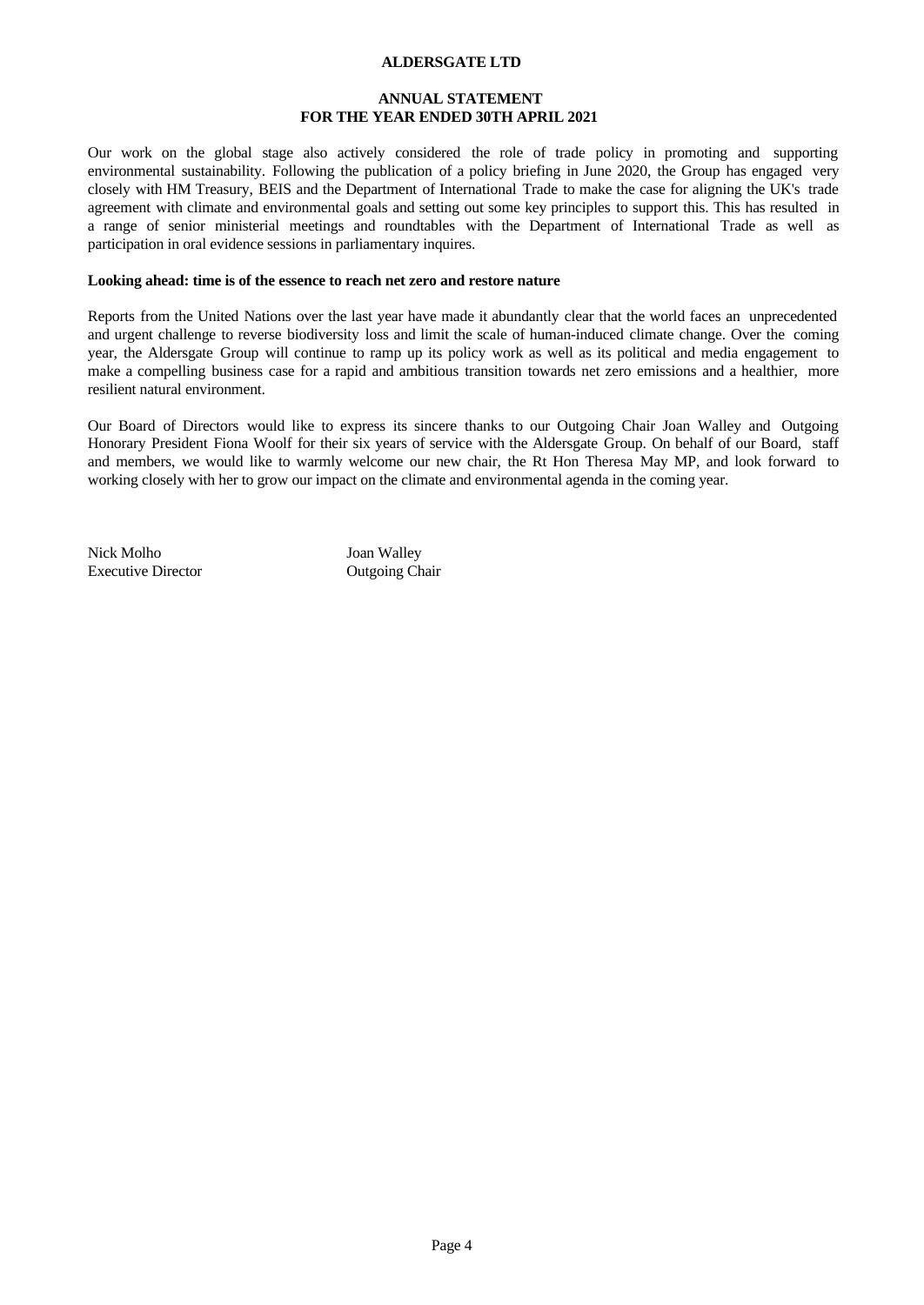Our work on the global stage also actively considered the role of trade policy in promoting and supporting environmental sustainability. Following the publication of a policy briefing in June 2020, the Group has engaged very closely with HM Treasury, BEIS and the Department of International Trade to make the case for aligning the UK's trade agreement with climate and environmental goals and setting out some key principles to support this. This has resulted in a range of senior ministerial meetings and roundtables with the Department of International Trade as well as participation in oral evidence sessions in parliamentary inquires.

**Looking ahead: time is of the essence to reach net zero and restore nature**

Reports from the United Nations over the last year have made it abundantly clear that the world faces an unprecedented and urgent challenge to reverse biodiversity loss and limit the scale of human-induced climate change. Over the coming year, the Aldersgate Group will continue to ramp up its policy work as well as its political and media engagement to make a compelling business case for a rapid and ambitious transition towards net zero emissions and a healthier, more resilient natural environment.

Our Board of Directors would like to express its sincere thanks to our Outgoing Chair Joan Walley and Outgoing Honorary President Fiona Woolf for their six years of service with the Aldersgate Group. On behalf of our Board, staff and members, we would like to warmly welcome our new chair, the Rt Hon Theresa May MP, and look forward to working closely with her to grow our impact on the climate and environmental agenda in the coming year.

| Nick Molho | Joan Walley |
|---|---|
| Executive Director | Outgoing Chair |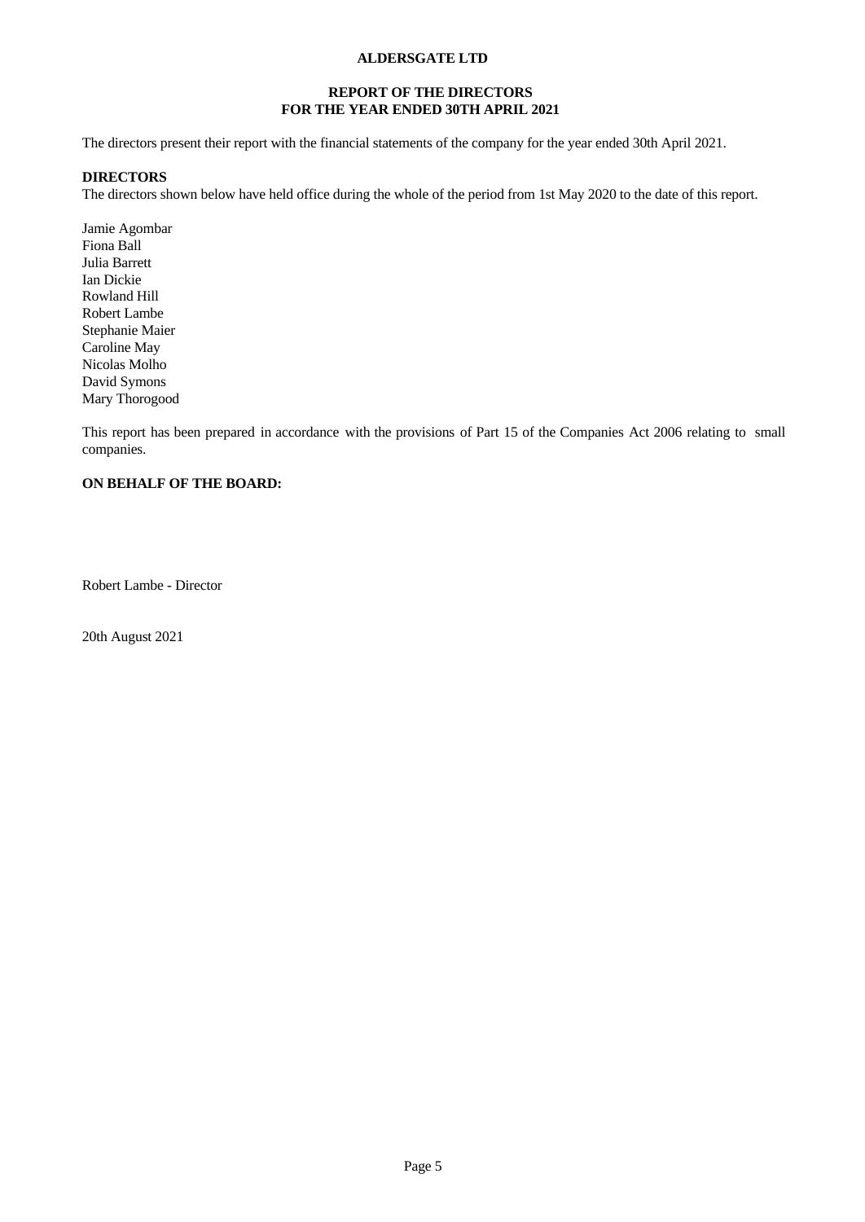# ALDERSGATE LTD

## REPORT OF THE DIRECTORS
## FOR THE YEAR ENDED 30TH APRIL 2021

The directors present their report with the financial statements of the company for the year ended 30th April 2021.

**DIRECTORS**

The directors shown below have held office during the whole of the period from 1st May 2020 to the date of this report.

Jamie Agombar
Fiona Ball
Julia Barrett
Ian Dickie
Rowland Hill
Robert Lambe
Stephanie Maier
Caroline May
Nicolas Molho
David Symons
Mary Thorogood

This report has been prepared in accordance with the provisions of Part 15 of the Companies Act 2006 relating to small companies.

**ON BEHALF OF THE BOARD:**

Robert Lambe - Director

20th August 2021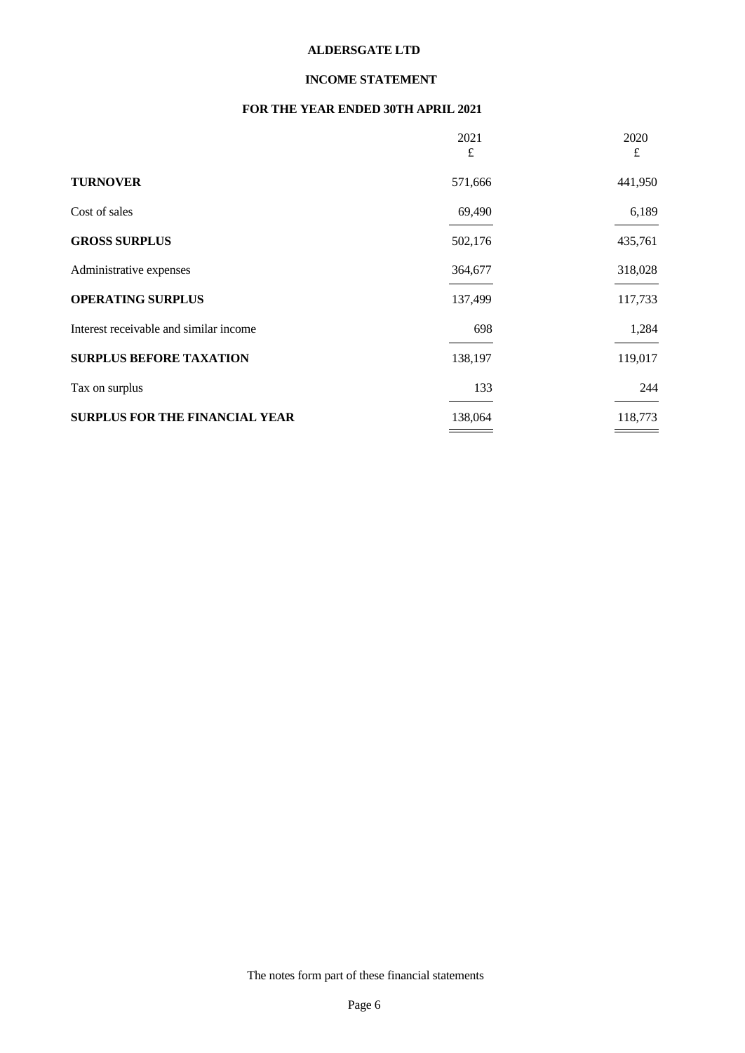# ALDERSGATE LTD

## INCOME STATEMENT

## FOR THE YEAR ENDED 30TH APRIL 2021

| | 2021 £ | 2020 £ |
|---|---|---|
| **TURNOVER** | 571,666 | 441,950 |
| Cost of sales | 69,490 | 6,189 |
| **GROSS SURPLUS** | 502,176 | 435,761 |
| Administrative expenses | 364,677 | 318,028 |
| **OPERATING SURPLUS** | 137,499 | 117,733 |
| Interest receivable and similar income | 698 | 1,284 |
| **SURPLUS BEFORE TAXATION** | 138,197 | 119,017 |
| Tax on surplus | 133 | 244 |
| **SURPLUS FOR THE FINANCIAL YEAR** | 138,064 | 118,773 |

The notes form part of these financial statements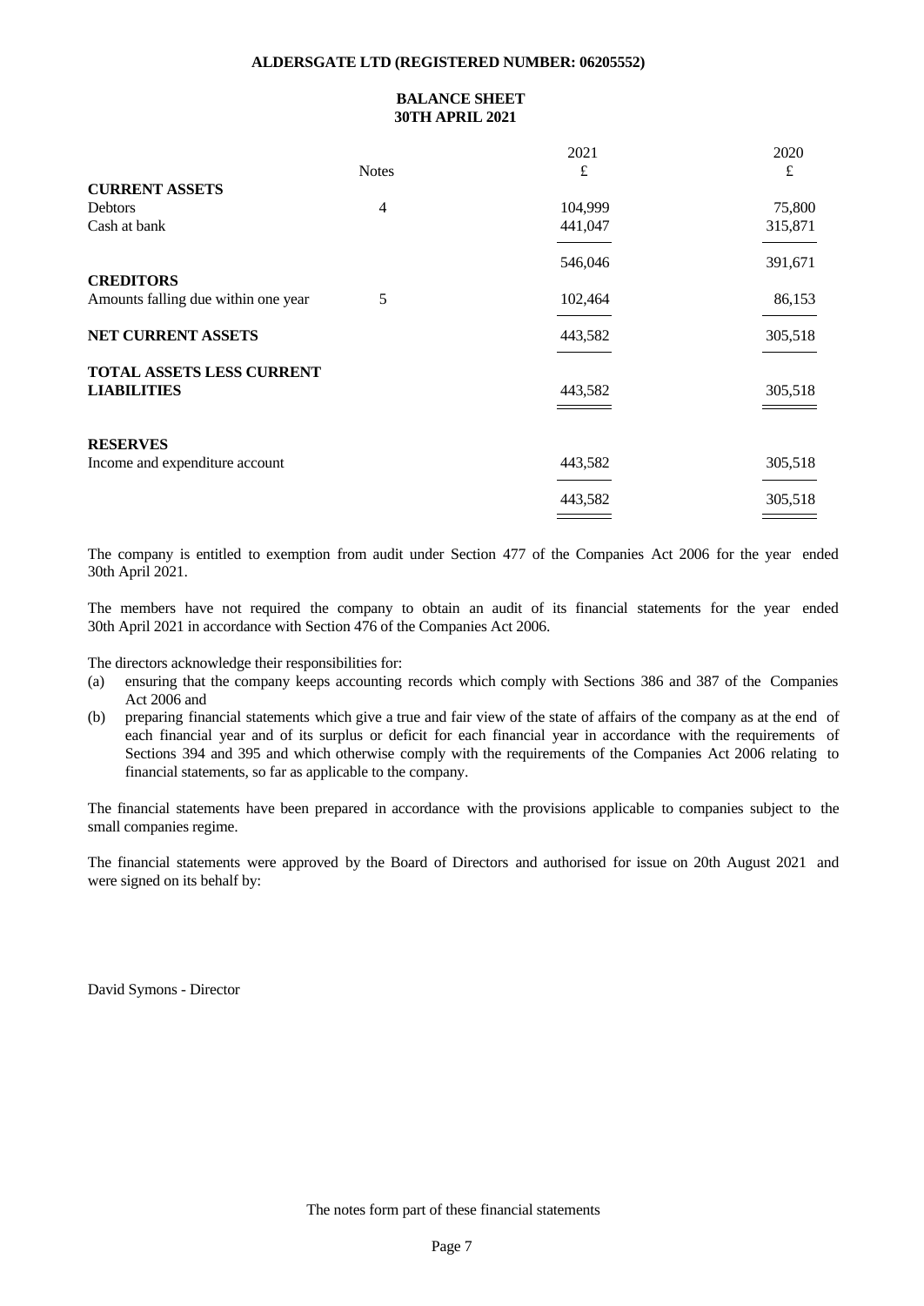**ALDERSGATE LTD (REGISTERED NUMBER: 06205552)**

# BALANCE SHEET
## 30TH APRIL 2021

| | Notes | 2021 | 2020 |
|---|---|---|---|
| | | £ | £ |
| **CURRENT ASSETS** | | | |
| Debtors | 4 | 104,999 | 75,800 |
| Cash at bank | | 441,047 | 315,871 |
| | | 546,046 | 391,671 |
| **CREDITORS** | | | |
| Amounts falling due within one year | 5 | 102,464 | 86,153 |
| **NET CURRENT ASSETS** | | 443,582 | 305,518 |
| **TOTAL ASSETS LESS CURRENT LIABILITIES** | | 443,582 | 305,518 |
| **RESERVES** | | | |
| Income and expenditure account | | 443,582 | 305,518 |
| | | 443,582 | 305,518 |

The company is entitled to exemption from audit under Section 477 of the Companies Act 2006 for the year ended 30th April 2021.

The members have not required the company to obtain an audit of its financial statements for the year ended 30th April 2021 in accordance with Section 476 of the Companies Act 2006.

The directors acknowledge their responsibilities for:

(a) ensuring that the company keeps accounting records which comply with Sections 386 and 387 of the Companies Act 2006 and

(b) preparing financial statements which give a true and fair view of the state of affairs of the company as at the end of each financial year and of its surplus or deficit for each financial year in accordance with the requirements of Sections 394 and 395 and which otherwise comply with the requirements of the Companies Act 2006 relating to financial statements, so far as applicable to the company.

The financial statements have been prepared in accordance with the provisions applicable to companies subject to the small companies regime.

The financial statements were approved by the Board of Directors and authorised for issue on 20th August 2021 and were signed on its behalf by:

David Symons - Director

The notes form part of these financial statements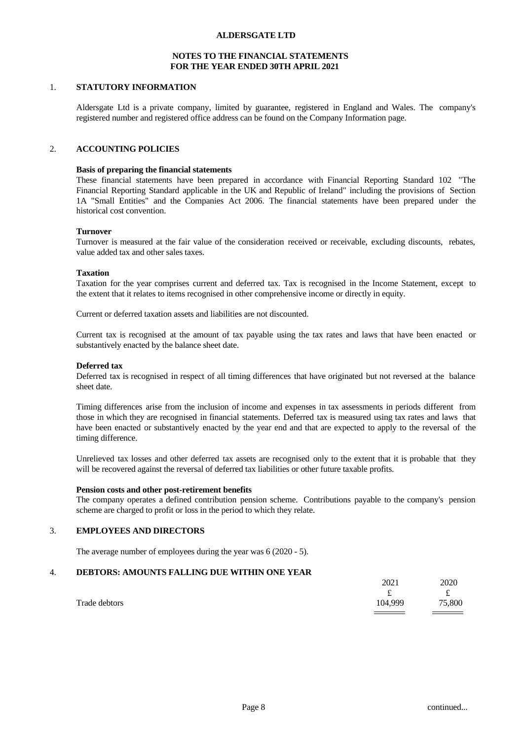# ALDERSGATE LTD

## NOTES TO THE FINANCIAL STATEMENTS FOR THE YEAR ENDED 30TH APRIL 2021

## 1. STATUTORY INFORMATION

Aldersgate Ltd is a private company, limited by guarantee, registered in England and Wales. The company's registered number and registered office address can be found on the Company Information page.

## 2. ACCOUNTING POLICIES

**Basis of preparing the financial statements**

These financial statements have been prepared in accordance with Financial Reporting Standard 102 "The Financial Reporting Standard applicable in the UK and Republic of Ireland" including the provisions of Section 1A "Small Entities" and the Companies Act 2006. The financial statements have been prepared under the historical cost convention.

**Turnover**

Turnover is measured at the fair value of the consideration received or receivable, excluding discounts, rebates, value added tax and other sales taxes.

**Taxation**

Taxation for the year comprises current and deferred tax. Tax is recognised in the Income Statement, except to the extent that it relates to items recognised in other comprehensive income or directly in equity.

Current or deferred taxation assets and liabilities are not discounted.

Current tax is recognised at the amount of tax payable using the tax rates and laws that have been enacted or substantively enacted by the balance sheet date.

**Deferred tax**

Deferred tax is recognised in respect of all timing differences that have originated but not reversed at the balance sheet date.

Timing differences arise from the inclusion of income and expenses in tax assessments in periods different from those in which they are recognised in financial statements. Deferred tax is measured using tax rates and laws that have been enacted or substantively enacted by the year end and that are expected to apply to the reversal of the timing difference.

Unrelieved tax losses and other deferred tax assets are recognised only to the extent that it is probable that they will be recovered against the reversal of deferred tax liabilities or other future taxable profits.

**Pension costs and other post-retirement benefits**

The company operates a defined contribution pension scheme. Contributions payable to the company's pension scheme are charged to profit or loss in the period to which they relate.

## 3. EMPLOYEES AND DIRECTORS

The average number of employees during the year was 6 (2020 - 5).

## 4. DEBTORS: AMOUNTS FALLING DUE WITHIN ONE YEAR

| | 2021 | 2020 |
|---|---|---|
| | £ | £ |
| Trade debtors | 104,999 | 75,800 |

continued...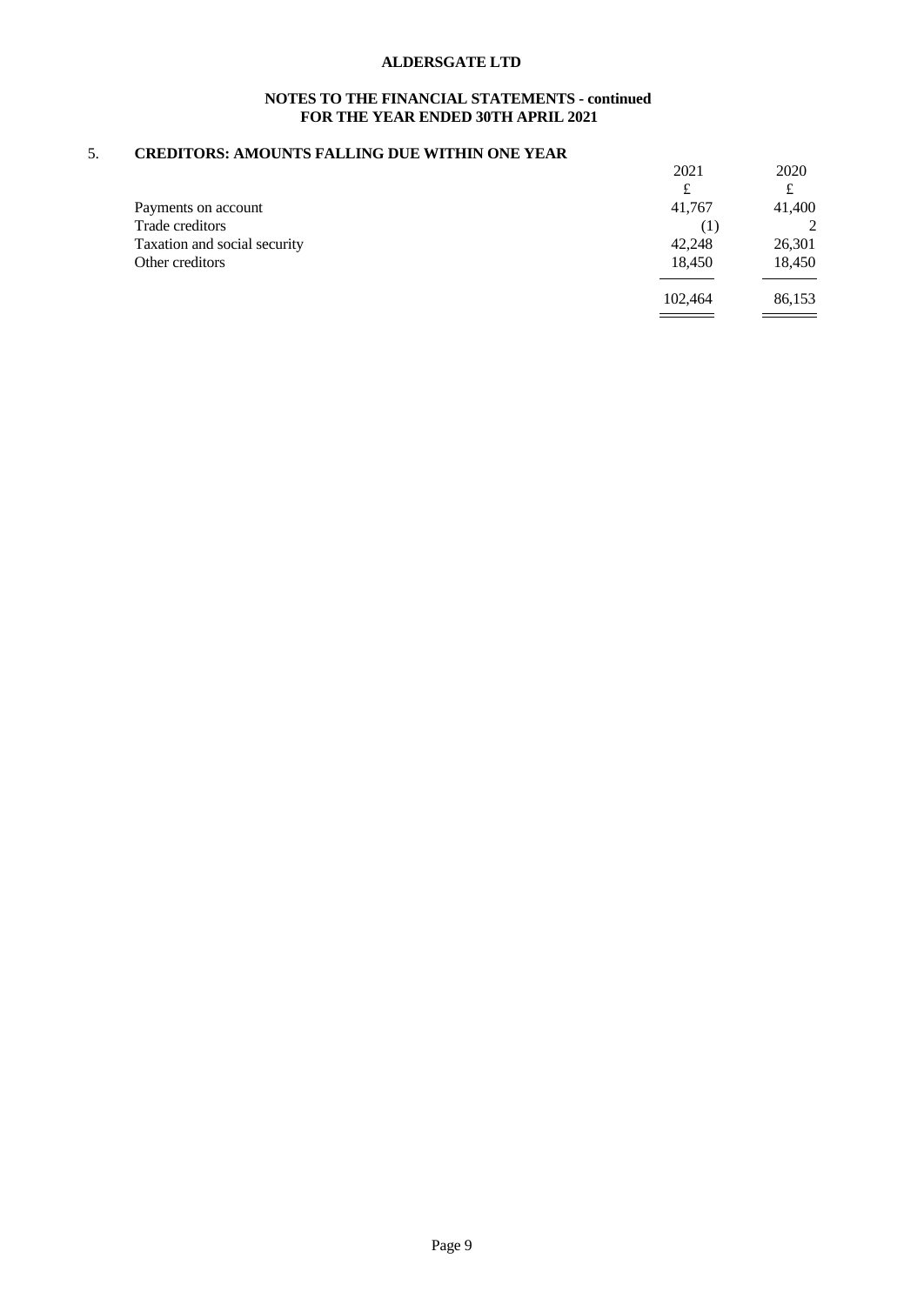# ALDERSGATE LTD

## NOTES TO THE FINANCIAL STATEMENTS - continued
## FOR THE YEAR ENDED 30TH APRIL 2021

### 5. CREDITORS: AMOUNTS FALLING DUE WITHIN ONE YEAR

| | 2021 | 2020 |
|---|---|---|
| | £ | £ |
| Payments on account | 41,767 | 41,400 |
| Trade creditors | (1) | 2 |
| Taxation and social security | 42,248 | 26,301 |
| Other creditors | 18,450 | 18,450 |
| | 102,464 | 86,153 |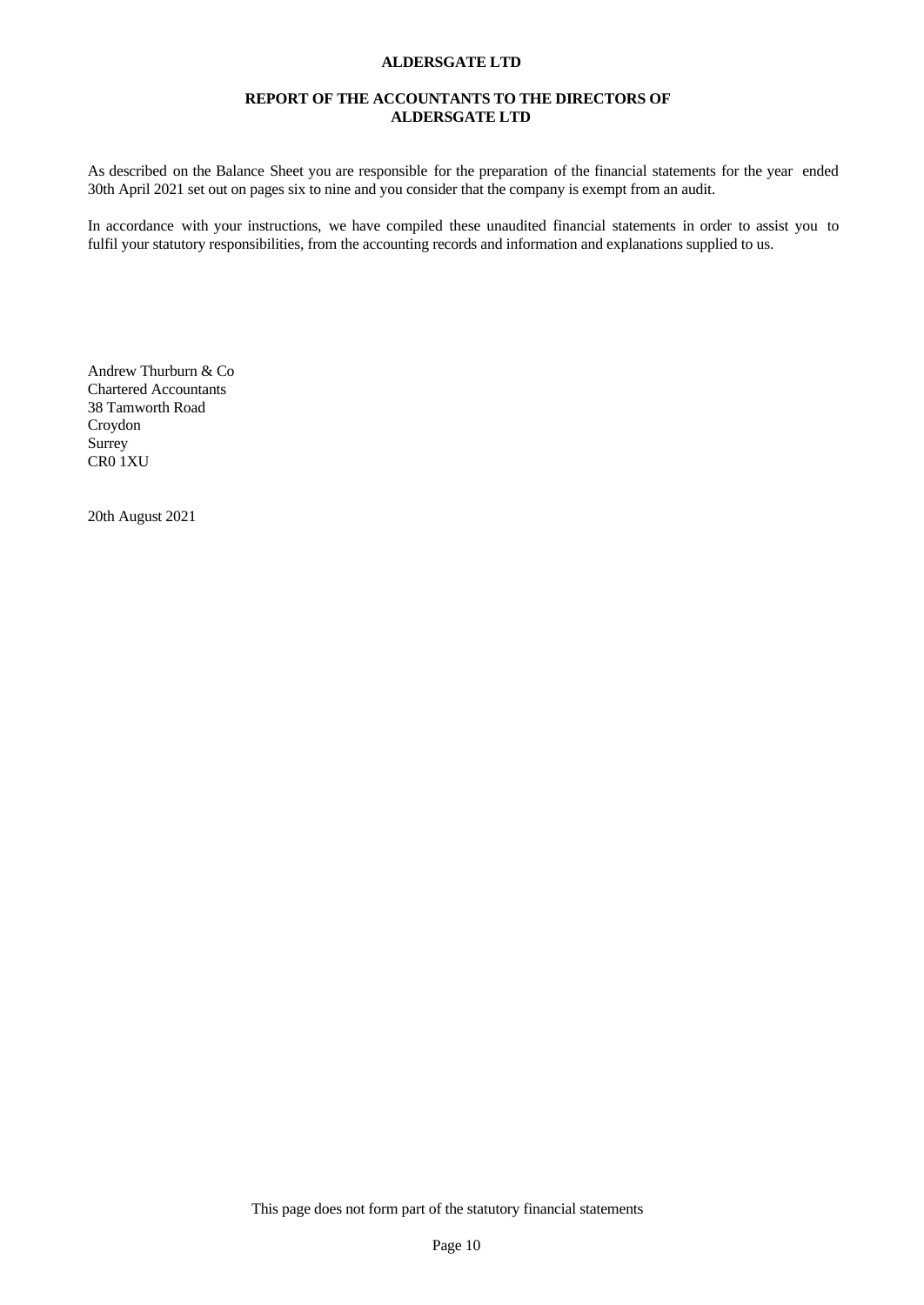**ALDERSGATE LTD**

**REPORT OF THE ACCOUNTANTS TO THE DIRECTORS OF ALDERSGATE LTD**

As described on the Balance Sheet you are responsible for the preparation of the financial statements for the year ended 30th April 2021 set out on pages six to nine and you consider that the company is exempt from an audit.

In accordance with your instructions, we have compiled these unaudited financial statements in order to assist you to fulfil your statutory responsibilities, from the accounting records and information and explanations supplied to us.

Andrew Thurburn & Co
Chartered Accountants
38 Tamworth Road
Croydon
Surrey
CR0 1XU

20th August 2021

This page does not form part of the statutory financial statements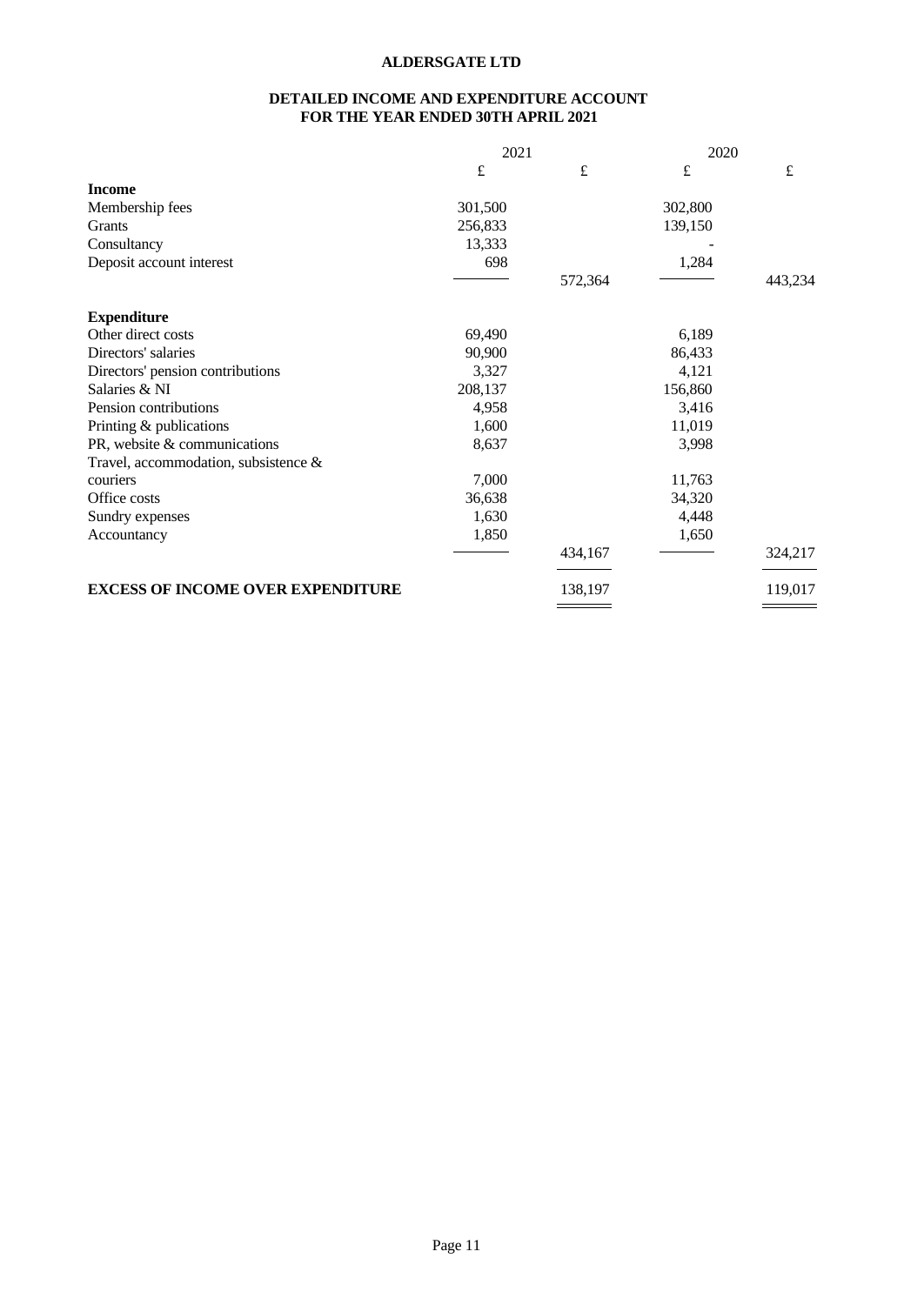**ALDERSGATE LTD**

**DETAILED INCOME AND EXPENDITURE ACCOUNT**
**FOR THE YEAR ENDED 30TH APRIL 2021**

| | 2021 | | 2020 | |
|---|---|---|---|---|
| | £ | £ | £ | £ |
| **Income** | | | | |
| Membership fees | 301,500 | | 302,800 | |
| Grants | 256,833 | | 139,150 | |
| Consultancy | 13,333 | | - | |
| Deposit account interest | 698 | | 1,284 | |
| | | 572,364 | | 443,234 |
| **Expenditure** | | | | |
| Other direct costs | 69,490 | | 6,189 | |
| Directors' salaries | 90,900 | | 86,433 | |
| Directors' pension contributions | 3,327 | | 4,121 | |
| Salaries & NI | 208,137 | | 156,860 | |
| Pension contributions | 4,958 | | 3,416 | |
| Printing & publications | 1,600 | | 11,019 | |
| PR, website & communications | 8,637 | | 3,998 | |
| Travel, accommodation, subsistence & couriers | 7,000 | | 11,763 | |
| Office costs | 36,638 | | 34,320 | |
| Sundry expenses | 1,630 | | 4,448 | |
| Accountancy | 1,850 | | 1,650 | |
| | | 434,167 | | 324,217 |
| **EXCESS OF INCOME OVER EXPENDITURE** | | 138,197 | | 119,017 |